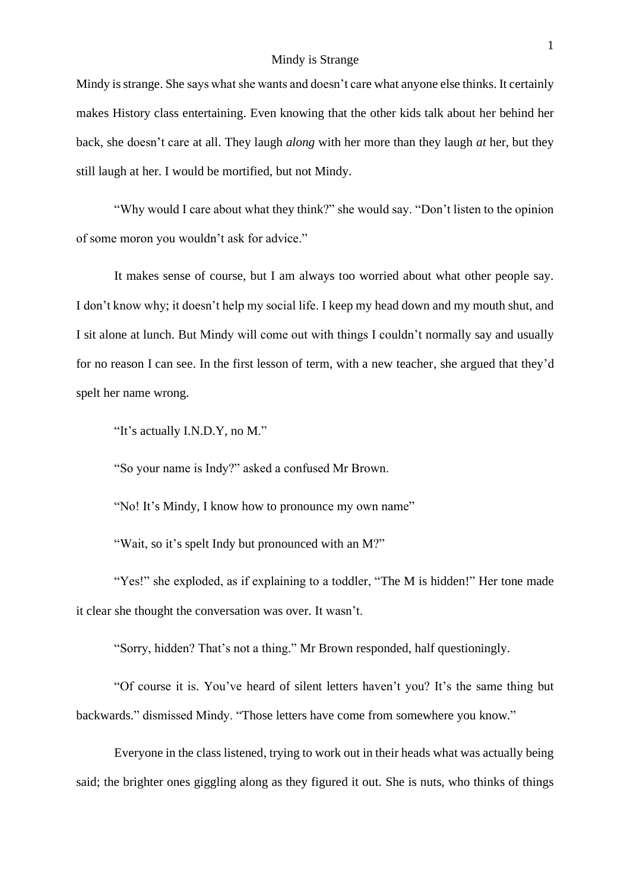# Mindy is Strange

Mindy is strange. She says what she wants and doesn't care what anyone else thinks. It certainly makes History class entertaining. Even knowing that the other kids talk about her behind her back, she doesn't care at all. They laugh *along* with her more than they laugh *at* her, but they still laugh at her. I would be mortified, but not Mindy.

"Why would I care about what they think?" she would say. "Don't listen to the opinion of some moron you wouldn't ask for advice."

It makes sense of course, but I am always too worried about what other people say. I don't know why; it doesn't help my social life. I keep my head down and my mouth shut, and I sit alone at lunch. But Mindy will come out with things I couldn't normally say and usually for no reason I can see. In the first lesson of term, with a new teacher, she argued that they'd spelt her name wrong.

"It's actually I.N.D.Y, no M."

"So your name is Indy?" asked a confused Mr Brown.

"No! It's Mindy, I know how to pronounce my own name"

"Wait, so it's spelt Indy but pronounced with an M?"

"Yes!" she exploded, as if explaining to a toddler, "The M is hidden!" Her tone made it clear she thought the conversation was over. It wasn't.

"Sorry, hidden? That's not a thing." Mr Brown responded, half questioningly.

"Of course it is. You've heard of silent letters haven't you? It's the same thing but backwards." dismissed Mindy. "Those letters have come from somewhere you know."

Everyone in the class listened, trying to work out in their heads what was actually being said; the brighter ones giggling along as they figured it out. She is nuts, who thinks of things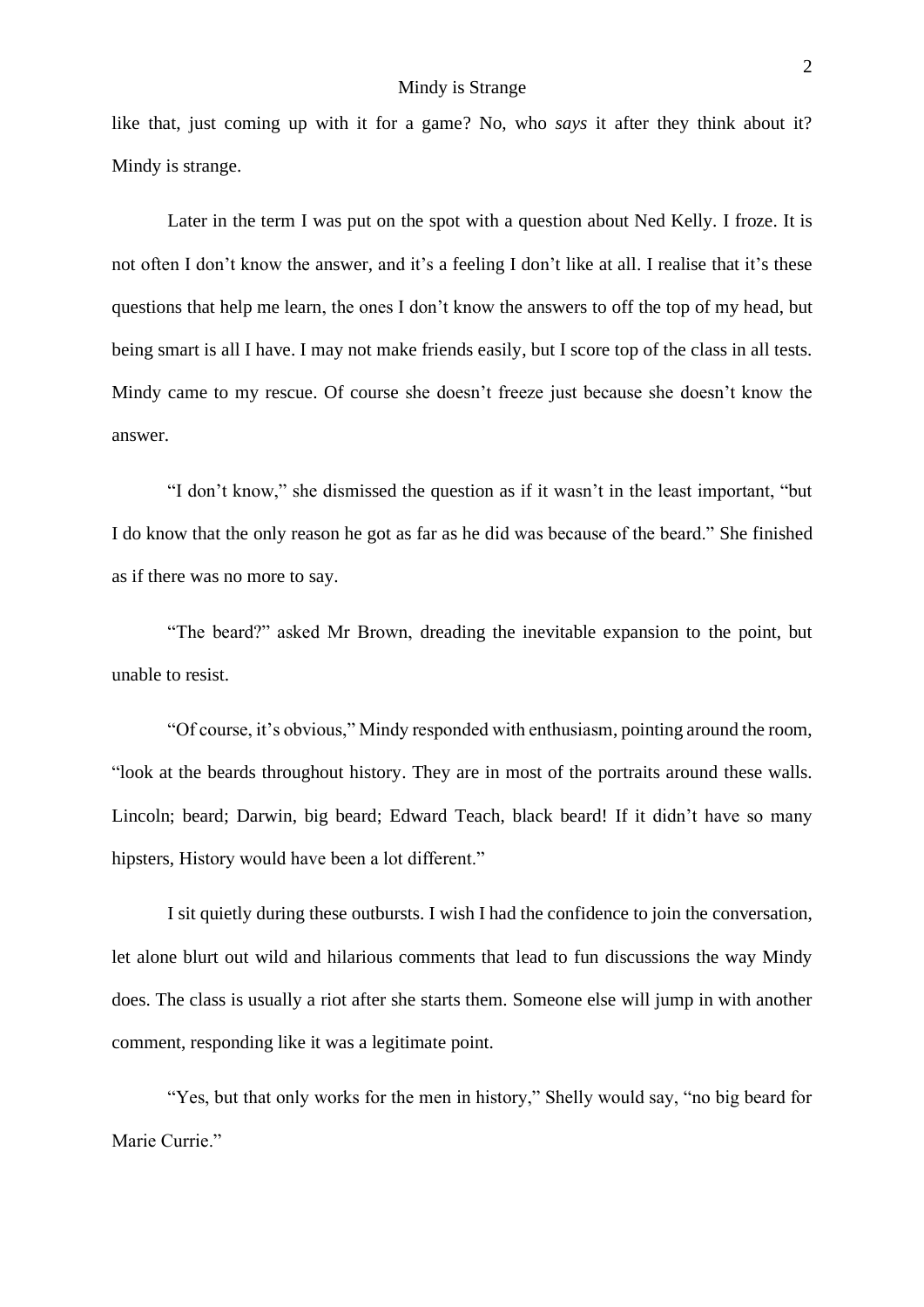like that, just coming up with it for a game? No, who *says* it after they think about it? Mindy is strange.

Later in the term I was put on the spot with a question about Ned Kelly. I froze. It is not often I don't know the answer, and it's a feeling I don't like at all. I realise that it's these questions that help me learn, the ones I don't know the answers to off the top of my head, but being smart is all I have. I may not make friends easily, but I score top of the class in all tests. Mindy came to my rescue. Of course she doesn't freeze just because she doesn't know the answer.

"I don't know," she dismissed the question as if it wasn't in the least important, "but I do know that the only reason he got as far as he did was because of the beard." She finished as if there was no more to say.

"The beard?" asked Mr Brown, dreading the inevitable expansion to the point, but unable to resist.

"Of course, it's obvious," Mindy responded with enthusiasm, pointing around the room, "look at the beards throughout history. They are in most of the portraits around these walls. Lincoln; beard; Darwin, big beard; Edward Teach, black beard! If it didn't have so many hipsters, History would have been a lot different."

I sit quietly during these outbursts. I wish I had the confidence to join the conversation, let alone blurt out wild and hilarious comments that lead to fun discussions the way Mindy does. The class is usually a riot after she starts them. Someone else will jump in with another comment, responding like it was a legitimate point.

"Yes, but that only works for the men in history," Shelly would say, "no big beard for Marie Currie."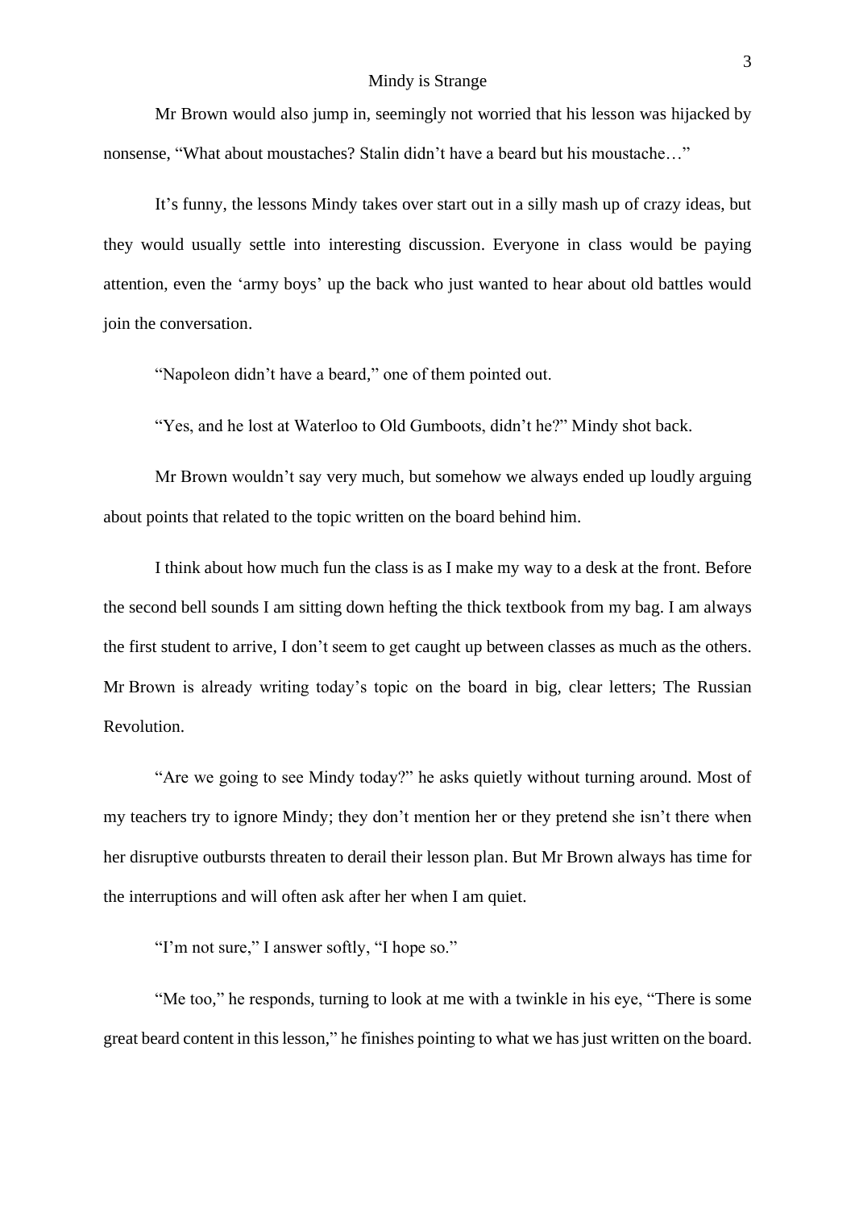Mr Brown would also jump in, seemingly not worried that his lesson was hijacked by nonsense, "What about moustaches? Stalin didn't have a beard but his moustache…"

It's funny, the lessons Mindy takes over start out in a silly mash up of crazy ideas, but they would usually settle into interesting discussion. Everyone in class would be paying attention, even the 'army boys' up the back who just wanted to hear about old battles would join the conversation.

"Napoleon didn't have a beard," one of them pointed out.

"Yes, and he lost at Waterloo to Old Gumboots, didn't he?" Mindy shot back.

Mr Brown wouldn't say very much, but somehow we always ended up loudly arguing about points that related to the topic written on the board behind him.

I think about how much fun the class is as I make my way to a desk at the front. Before the second bell sounds I am sitting down hefting the thick textbook from my bag. I am always the first student to arrive, I don't seem to get caught up between classes as much as the others. Mr Brown is already writing today's topic on the board in big, clear letters; The Russian Revolution.

"Are we going to see Mindy today?" he asks quietly without turning around. Most of my teachers try to ignore Mindy; they don't mention her or they pretend she isn't there when her disruptive outbursts threaten to derail their lesson plan. But Mr Brown always has time for the interruptions and will often ask after her when I am quiet.

"I'm not sure," I answer softly, "I hope so."

"Me too," he responds, turning to look at me with a twinkle in his eye, "There is some great beard content in this lesson," he finishes pointing to what we has just written on the board.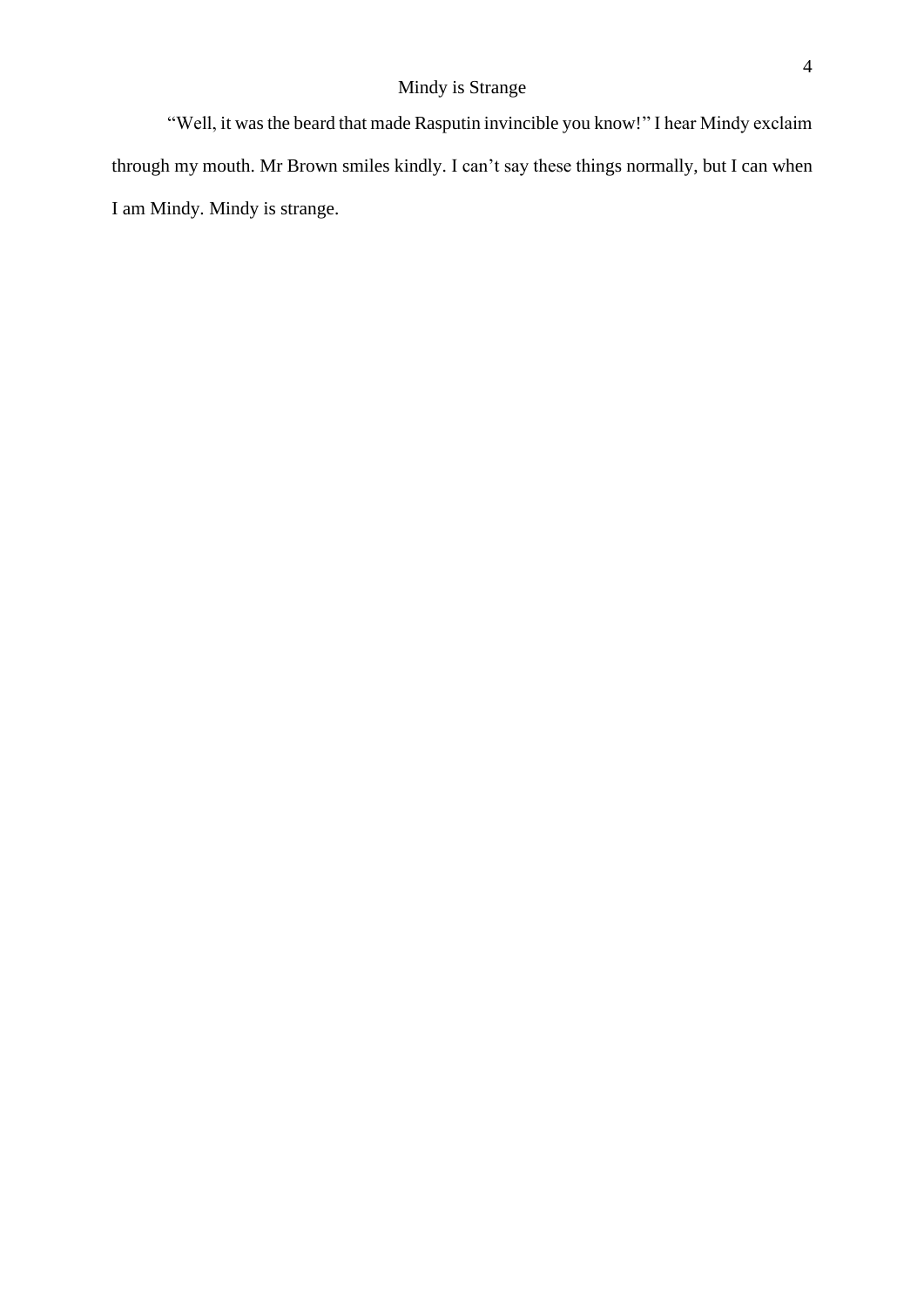"Well, it was the beard that made Rasputin invincible you know!" I hear Mindy exclaim through my mouth. Mr Brown smiles kindly. I can't say these things normally, but I can when I am Mindy. Mindy is strange.